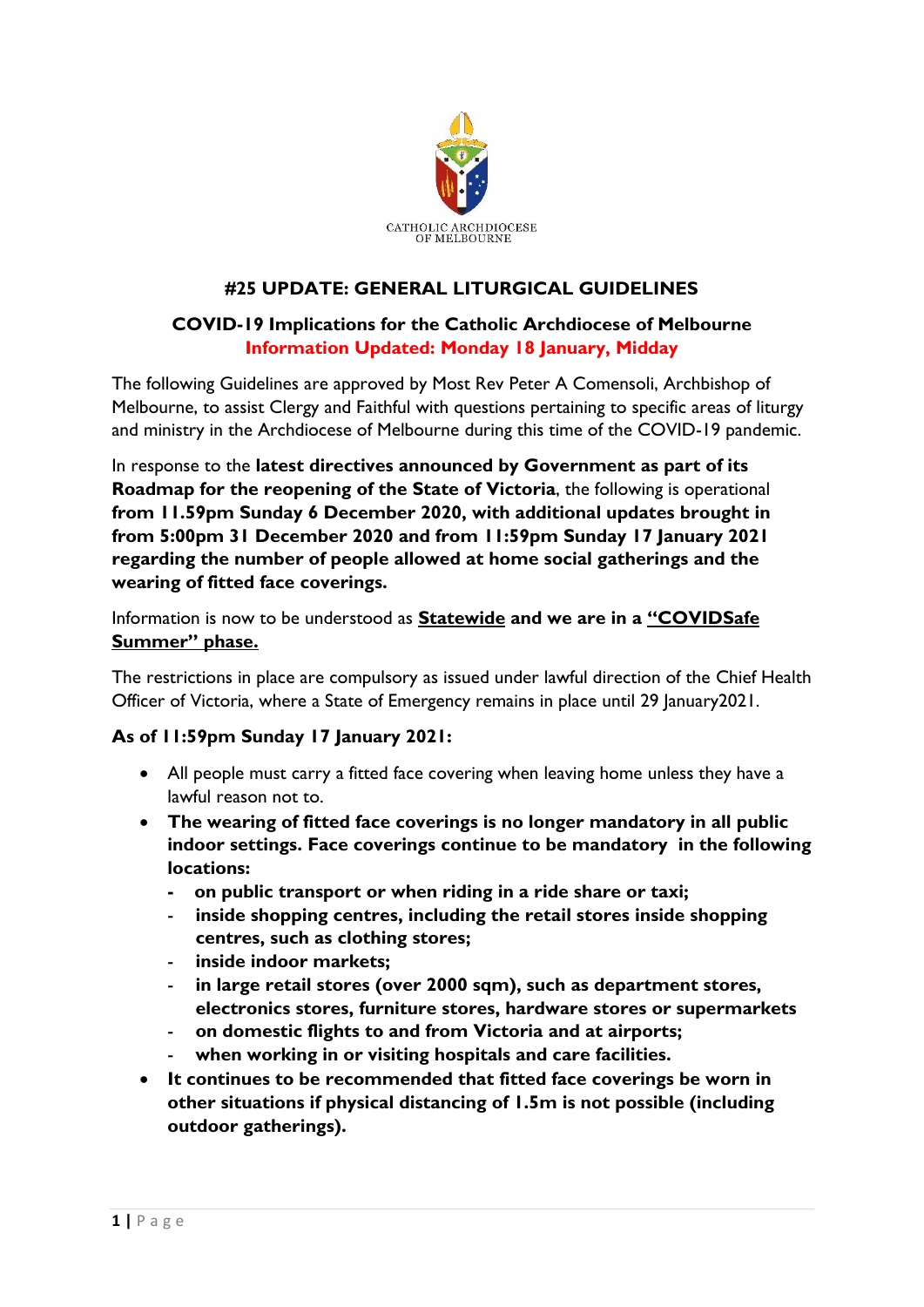CATHOLIC ARCHDIOCESE OF MELBOURNE

## #25 UPDATE: GENERAL LITURGICAL GUIDELINES

### COVID-19 Implications for the Catholic Archdiocese of Melbourne

**Information Updated: Monday 18 January, Midday**

The following Guidelines are approved by Most Rev Peter A Comensoli, Archbishop of Melbourne, to assist Clergy and Faithful with questions pertaining to specific areas of liturgy and ministry in the Archdiocese of Melbourne during this time of the COVID-19 pandemic.

In response to the **latest directives announced by Government as part of its Roadmap for the reopening of the State of Victoria**, the following is operational **from 11.59pm Sunday 6 December 2020, with additional updates brought in from 5:00pm 31 December 2020 and from 11:59pm Sunday 17 January 2021 regarding the number of people allowed at home social gatherings and the wearing of fitted face coverings.**

Information is now to be understood as **Statewide** **and we are in a "COVIDSafe Summer" phase.**

The restrictions in place are compulsory as issued under lawful direction of the Chief Health Officer of Victoria, where a State of Emergency remains in place until 29 January2021.

**As of 11:59pm Sunday 17 January 2021:**

- All people must carry a fitted face covering when leaving home unless they have a lawful reason not to.
- **The wearing of fitted face coverings is no longer mandatory in all public indoor settings. Face coverings continue to be mandatory in the following locations:**
  - **on public transport or when riding in a ride share or taxi;**
  - **inside shopping centres, including the retail stores inside shopping centres, such as clothing stores;**
  - **inside indoor markets;**
  - **in large retail stores (over 2000 sqm), such as department stores, electronics stores, furniture stores, hardware stores or supermarkets**
  - **on domestic flights to and from Victoria and at airports;**
  - **when working in or visiting hospitals and care facilities.**
- **It continues to be recommended that fitted face coverings be worn in other situations if physical distancing of 1.5m is not possible (including outdoor gatherings).**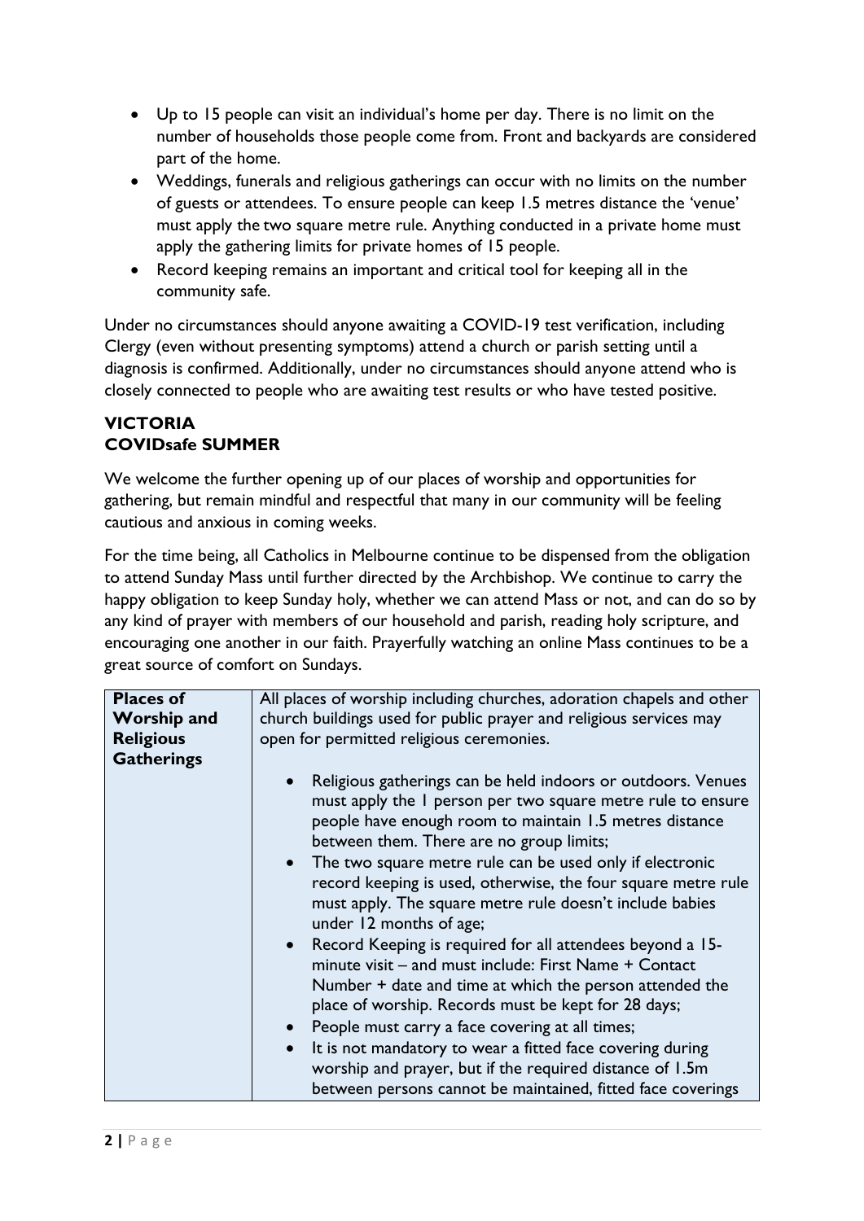- Up to 15 people can visit an individual's home per day. There is no limit on the number of households those people come from. Front and backyards are considered part of the home.
- Weddings, funerals and religious gatherings can occur with no limits on the number of guests or attendees. To ensure people can keep 1.5 metres distance the 'venue' must apply the two square metre rule. Anything conducted in a private home must apply the gathering limits for private homes of 15 people.
- Record keeping remains an important and critical tool for keeping all in the community safe.

Under no circumstances should anyone awaiting a COVID-19 test verification, including Clergy (even without presenting symptoms) attend a church or parish setting until a diagnosis is confirmed. Additionally, under no circumstances should anyone attend who is closely connected to people who are awaiting test results or who have tested positive.

## VICTORIA
## COVIDsafe SUMMER

We welcome the further opening up of our places of worship and opportunities for gathering, but remain mindful and respectful that many in our community will be feeling cautious and anxious in coming weeks.

For the time being, all Catholics in Melbourne continue to be dispensed from the obligation to attend Sunday Mass until further directed by the Archbishop. We continue to carry the happy obligation to keep Sunday holy, whether we can attend Mass or not, and can do so by any kind of prayer with members of our household and parish, reading holy scripture, and encouraging one another in our faith. Prayerfully watching an online Mass continues to be a great source of comfort on Sundays.

| **Places of Worship and Religious Gatherings** | All places of worship including churches, adoration chapels and other church buildings used for public prayer and religious services may open for permitted religious ceremonies.<br><br>• Religious gatherings can be held indoors or outdoors. Venues must apply the 1 person per two square metre rule to ensure people have enough room to maintain 1.5 metres distance between them. There are no group limits;<br>• The two square metre rule can be used only if electronic record keeping is used, otherwise, the four square metre rule must apply. The square metre rule doesn't include babies under 12 months of age;<br>• Record Keeping is required for all attendees beyond a 15-minute visit – and must include: First Name + Contact Number + date and time at which the person attended the place of worship. Records must be kept for 28 days;<br>• People must carry a face covering at all times;<br>• It is not mandatory to wear a fitted face covering during worship and prayer, but if the required distance of 1.5m between persons cannot be maintained, fitted face coverings |
|---|---|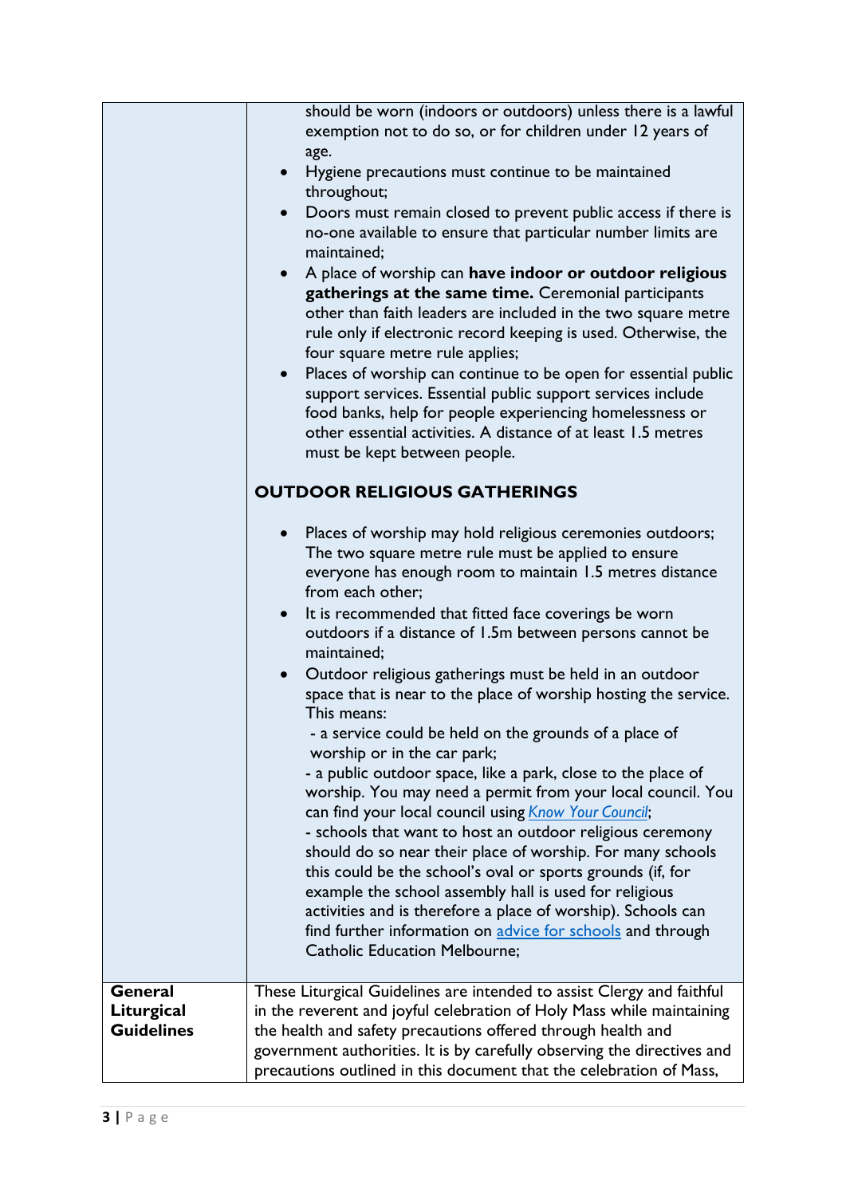| | |
|---|---|
| | should be worn (indoors or outdoors) unless there is a lawful exemption not to do so, or for children under 12 years of age.<br>• Hygiene precautions must continue to be maintained throughout;<br>• Doors must remain closed to prevent public access if there is no-one available to ensure that particular number limits are maintained;<br>• A place of worship can **have indoor or outdoor religious gatherings at the same time.** Ceremonial participants other than faith leaders are included in the two square metre rule only if electronic record keeping is used. Otherwise, the four square metre rule applies;<br>• Places of worship can continue to be open for essential public support services. Essential public support services include food banks, help for people experiencing homelessness or other essential activities. A distance of at least 1.5 metres must be kept between people.<br><br>**OUTDOOR RELIGIOUS GATHERINGS**<br><br>• Places of worship may hold religious ceremonies outdoors; The two square metre rule must be applied to ensure everyone has enough room to maintain 1.5 metres distance from each other;<br>• It is recommended that fitted face coverings be worn outdoors if a distance of 1.5m between persons cannot be maintained;<br>• Outdoor religious gatherings must be held in an outdoor space that is near to the place of worship hosting the service. This means:<br>- a service could be held on the grounds of a place of worship or in the car park;<br>- a public outdoor space, like a park, close to the place of worship. You may need a permit from your local council. You can find your local council using *Know Your Council*;<br>- schools that want to host an outdoor religious ceremony should do so near their place of worship. For many schools this could be the school's oval or sports grounds (if, for example the school assembly hall is used for religious activities and is therefore a place of worship). Schools can find further information on advice for schools and through Catholic Education Melbourne; |
| **General Liturgical Guidelines** | These Liturgical Guidelines are intended to assist Clergy and faithful in the reverent and joyful celebration of Holy Mass while maintaining the health and safety precautions offered through health and government authorities. It is by carefully observing the directives and precautions outlined in this document that the celebration of Mass, |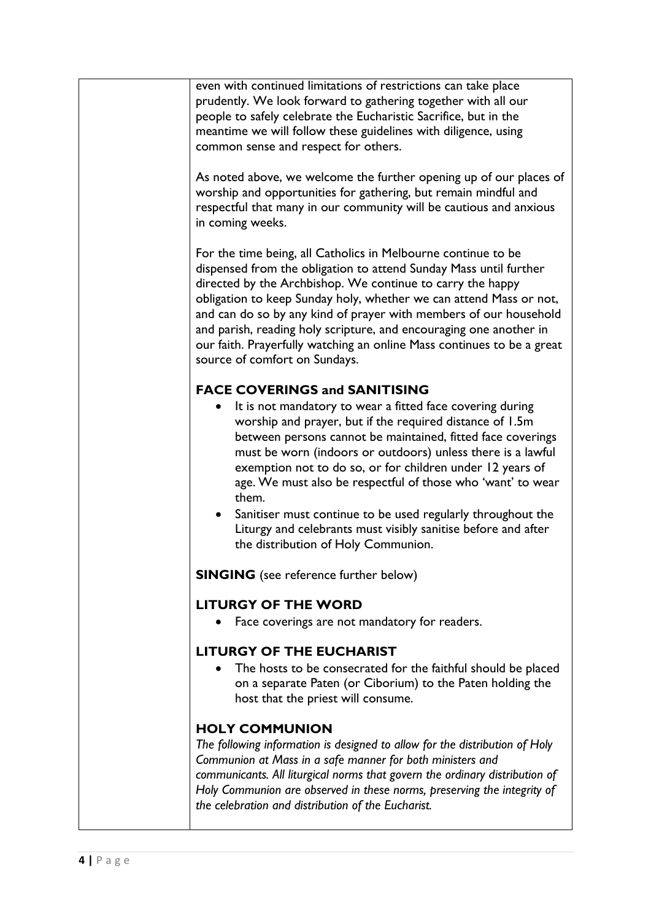even with continued limitations of restrictions can take place prudently. We look forward to gathering together with all our people to safely celebrate the Eucharistic Sacrifice, but in the meantime we will follow these guidelines with diligence, using common sense and respect for others.

As noted above, we welcome the further opening up of our places of worship and opportunities for gathering, but remain mindful and respectful that many in our community will be cautious and anxious in coming weeks.

For the time being, all Catholics in Melbourne continue to be dispensed from the obligation to attend Sunday Mass until further directed by the Archbishop. We continue to carry the happy obligation to keep Sunday holy, whether we can attend Mass or not, and can do so by any kind of prayer with members of our household and parish, reading holy scripture, and encouraging one another in our faith. Prayerfully watching an online Mass continues to be a great source of comfort on Sundays.

### FACE COVERINGS and SANITISING

- It is not mandatory to wear a fitted face covering during worship and prayer, but if the required distance of 1.5m between persons cannot be maintained, fitted face coverings must be worn (indoors or outdoors) unless there is a lawful exemption not to do so, or for children under 12 years of age. We must also be respectful of those who 'want' to wear them.
- Sanitiser must continue to be used regularly throughout the Liturgy and celebrants must visibly sanitise before and after the distribution of Holy Communion.

**SINGING** (see reference further below)

### LITURGY OF THE WORD

- Face coverings are not mandatory for readers.

### LITURGY OF THE EUCHARIST

- The hosts to be consecrated for the faithful should be placed on a separate Paten (or Ciborium) to the Paten holding the host that the priest will consume.

### HOLY COMMUNION

*The following information is designed to allow for the distribution of Holy Communion at Mass in a safe manner for both ministers and communicants. All liturgical norms that govern the ordinary distribution of Holy Communion are observed in these norms, preserving the integrity of the celebration and distribution of the Eucharist.*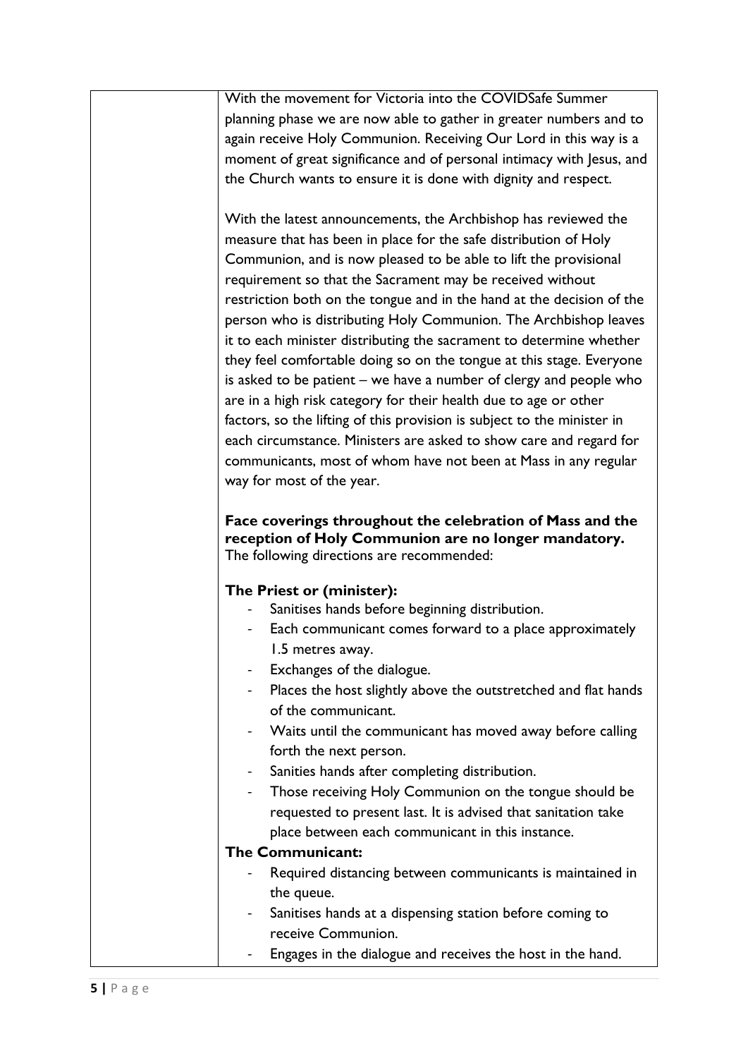With the movement for Victoria into the COVIDSafe Summer planning phase we are now able to gather in greater numbers and to again receive Holy Communion. Receiving Our Lord in this way is a moment of great significance and of personal intimacy with Jesus, and the Church wants to ensure it is done with dignity and respect.

With the latest announcements, the Archbishop has reviewed the measure that has been in place for the safe distribution of Holy Communion, and is now pleased to be able to lift the provisional requirement so that the Sacrament may be received without restriction both on the tongue and in the hand at the decision of the person who is distributing Holy Communion. The Archbishop leaves it to each minister distributing the sacrament to determine whether they feel comfortable doing so on the tongue at this stage. Everyone is asked to be patient – we have a number of clergy and people who are in a high risk category for their health due to age or other factors, so the lifting of this provision is subject to the minister in each circumstance. Ministers are asked to show care and regard for communicants, most of whom have not been at Mass in any regular way for most of the year.

**Face coverings throughout the celebration of Mass and the reception of Holy Communion are no longer mandatory.**
The following directions are recommended:

**The Priest or (minister):**

- Sanitises hands before beginning distribution.
- Each communicant comes forward to a place approximately 1.5 metres away.
- Exchanges of the dialogue.
- Places the host slightly above the outstretched and flat hands of the communicant.
- Waits until the communicant has moved away before calling forth the next person.
- Sanities hands after completing distribution.
- Those receiving Holy Communion on the tongue should be requested to present last. It is advised that sanitation take place between each communicant in this instance.

**The Communicant:**

- Required distancing between communicants is maintained in the queue.
- Sanitises hands at a dispensing station before coming to receive Communion.
- Engages in the dialogue and receives the host in the hand.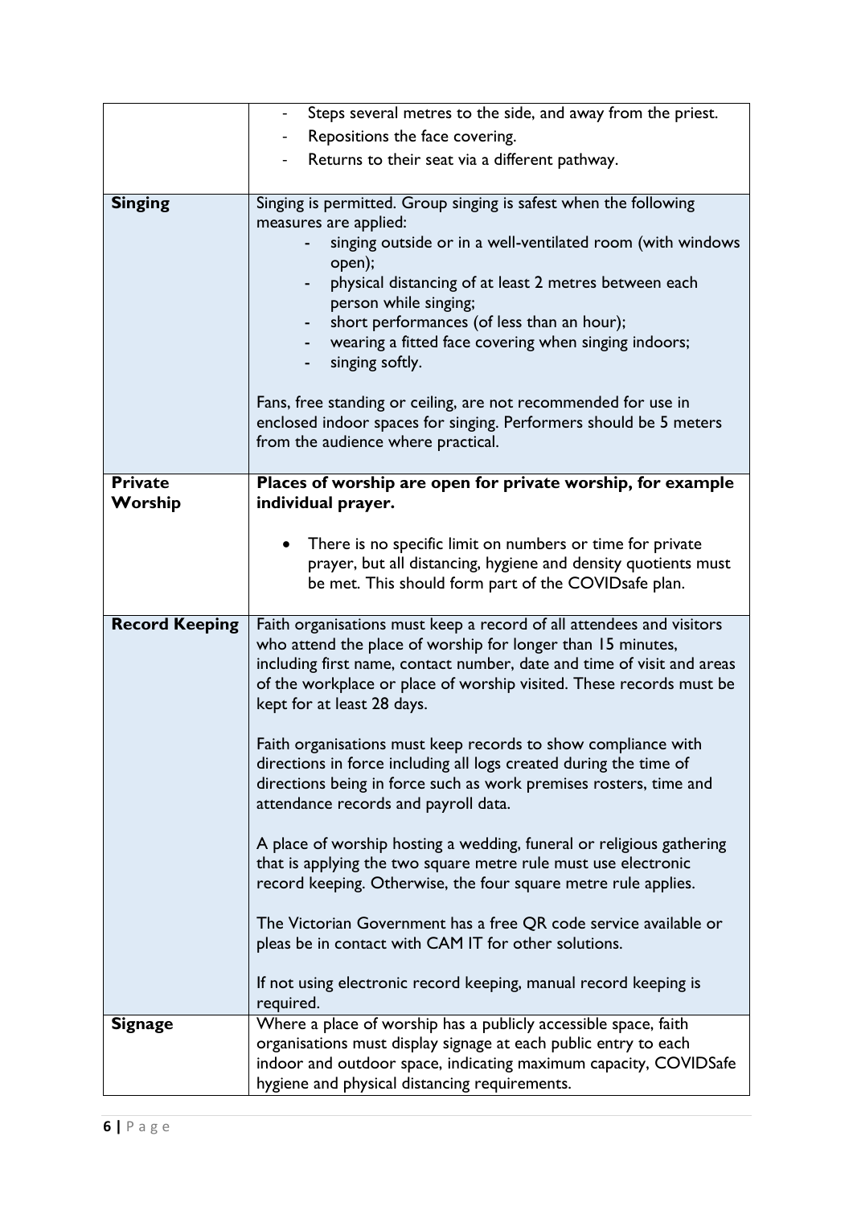| | |
|---|---|
| | - Steps several metres to the side, and away from the priest.<br>- Repositions the face covering.<br>- Returns to their seat via a different pathway. |
| **Singing** | Singing is permitted. Group singing is safest when the following measures are applied:<br>- singing outside or in a well-ventilated room (with windows open);<br>- physical distancing of at least 2 metres between each person while singing;<br>- short performances (of less than an hour);<br>- wearing a fitted face covering when singing indoors;<br>- singing softly.<br><br>Fans, free standing or ceiling, are not recommended for use in enclosed indoor spaces for singing. Performers should be 5 meters from the audience where practical. |
| **Private Worship** | **Places of worship are open for private worship, for example individual prayer.**<br><br>• There is no specific limit on numbers or time for private prayer, but all distancing, hygiene and density quotients must be met. This should form part of the COVIDsafe plan. |
| **Record Keeping** | Faith organisations must keep a record of all attendees and visitors who attend the place of worship for longer than 15 minutes, including first name, contact number, date and time of visit and areas of the workplace or place of worship visited. These records must be kept for at least 28 days.<br><br>Faith organisations must keep records to show compliance with directions in force including all logs created during the time of directions being in force such as work premises rosters, time and attendance records and payroll data.<br><br>A place of worship hosting a wedding, funeral or religious gathering that is applying the two square metre rule must use electronic record keeping. Otherwise, the four square metre rule applies.<br><br>The Victorian Government has a free QR code service available or pleas be in contact with CAM IT for other solutions.<br><br>If not using electronic record keeping, manual record keeping is required. |
| **Signage** | Where a place of worship has a publicly accessible space, faith organisations must display signage at each public entry to each indoor and outdoor space, indicating maximum capacity, COVIDSafe hygiene and physical distancing requirements. |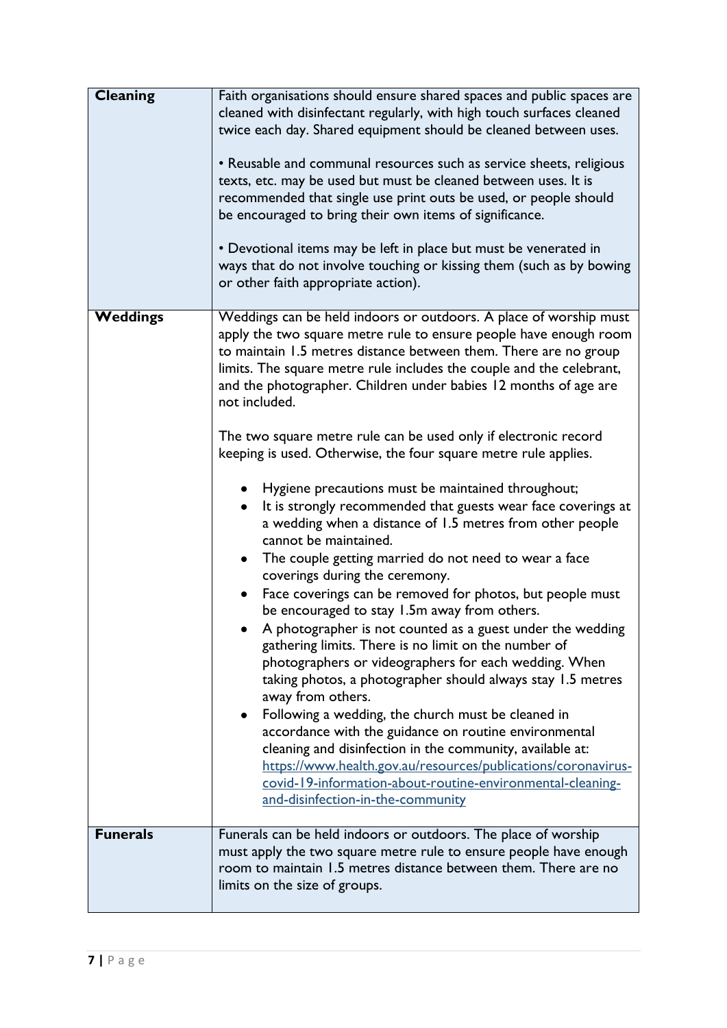| | |
|---|---|
| **Cleaning** | Faith organisations should ensure shared spaces and public spaces are cleaned with disinfectant regularly, with high touch surfaces cleaned twice each day. Shared equipment should be cleaned between uses.<br><br>• Reusable and communal resources such as service sheets, religious texts, etc. may be used but must be cleaned between uses. It is recommended that single use print outs be used, or people should be encouraged to bring their own items of significance.<br><br>• Devotional items may be left in place but must be venerated in ways that do not involve touching or kissing them (such as by bowing or other faith appropriate action). |
| **Weddings** | Weddings can be held indoors or outdoors. A place of worship must apply the two square metre rule to ensure people have enough room to maintain 1.5 metres distance between them. There are no group limits. The square metre rule includes the couple and the celebrant, and the photographer. Children under babies 12 months of age are not included.<br><br>The two square metre rule can be used only if electronic record keeping is used. Otherwise, the four square metre rule applies.<br><br>• Hygiene precautions must be maintained throughout;<br>• It is strongly recommended that guests wear face coverings at a wedding when a distance of 1.5 metres from other people cannot be maintained.<br>• The couple getting married do not need to wear a face coverings during the ceremony.<br>• Face coverings can be removed for photos, but people must be encouraged to stay 1.5m away from others.<br>• A photographer is not counted as a guest under the wedding gathering limits. There is no limit on the number of photographers or videographers for each wedding. When taking photos, a photographer should always stay 1.5 metres away from others.<br>• Following a wedding, the church must be cleaned in accordance with the guidance on routine environmental cleaning and disinfection in the community, available at: [https://www.health.gov.au/resources/publications/coronavirus-covid-19-information-about-routine-environmental-cleaning-and-disinfection-in-the-community](https://www.health.gov.au/resources/publications/coronavirus-covid-19-information-about-routine-environmental-cleaning-and-disinfection-in-the-community) |
| **Funerals** | Funerals can be held indoors or outdoors. The place of worship must apply the two square metre rule to ensure people have enough room to maintain 1.5 metres distance between them. There are no limits on the size of groups. |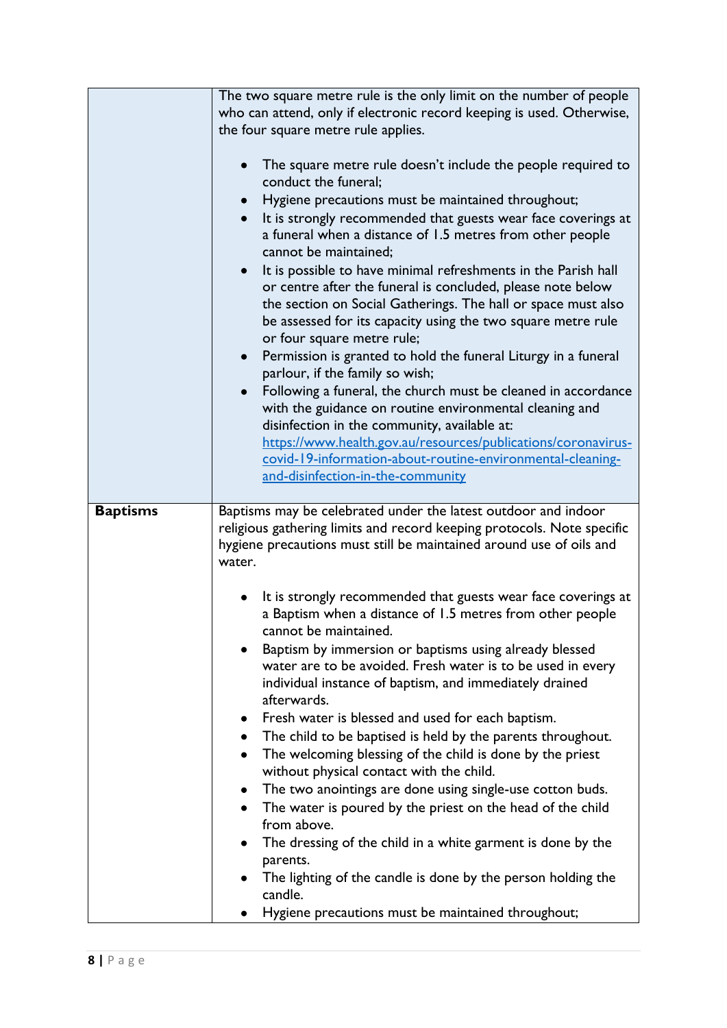| | |
|---|---|
| | The two square metre rule is the only limit on the number of people who can attend, only if electronic record keeping is used. Otherwise, the four square metre rule applies.<br><br>• The square metre rule doesn't include the people required to conduct the funeral;<br>• Hygiene precautions must be maintained throughout;<br>• It is strongly recommended that guests wear face coverings at a funeral when a distance of 1.5 metres from other people cannot be maintained;<br>• It is possible to have minimal refreshments in the Parish hall or centre after the funeral is concluded, please note below the section on Social Gatherings. The hall or space must also be assessed for its capacity using the two square metre rule or four square metre rule;<br>• Permission is granted to hold the funeral Liturgy in a funeral parlour, if the family so wish;<br>• Following a funeral, the church must be cleaned in accordance with the guidance on routine environmental cleaning and disinfection in the community, available at: [https://www.health.gov.au/resources/publications/coronavirus-covid-19-information-about-routine-environmental-cleaning-and-disinfection-in-the-community](https://www.health.gov.au/resources/publications/coronavirus-covid-19-information-about-routine-environmental-cleaning-and-disinfection-in-the-community) |
| **Baptisms** | Baptisms may be celebrated under the latest outdoor and indoor religious gathering limits and record keeping protocols. Note specific hygiene precautions must still be maintained around use of oils and water.<br><br>• It is strongly recommended that guests wear face coverings at a Baptism when a distance of 1.5 metres from other people cannot be maintained.<br>• Baptism by immersion or baptisms using already blessed water are to be avoided. Fresh water is to be used in every individual instance of baptism, and immediately drained afterwards.<br>• Fresh water is blessed and used for each baptism.<br>• The child to be baptised is held by the parents throughout.<br>• The welcoming blessing of the child is done by the priest without physical contact with the child.<br>• The two anointings are done using single-use cotton buds.<br>• The water is poured by the priest on the head of the child from above.<br>• The dressing of the child in a white garment is done by the parents.<br>• The lighting of the candle is done by the person holding the candle.<br>• Hygiene precautions must be maintained throughout; |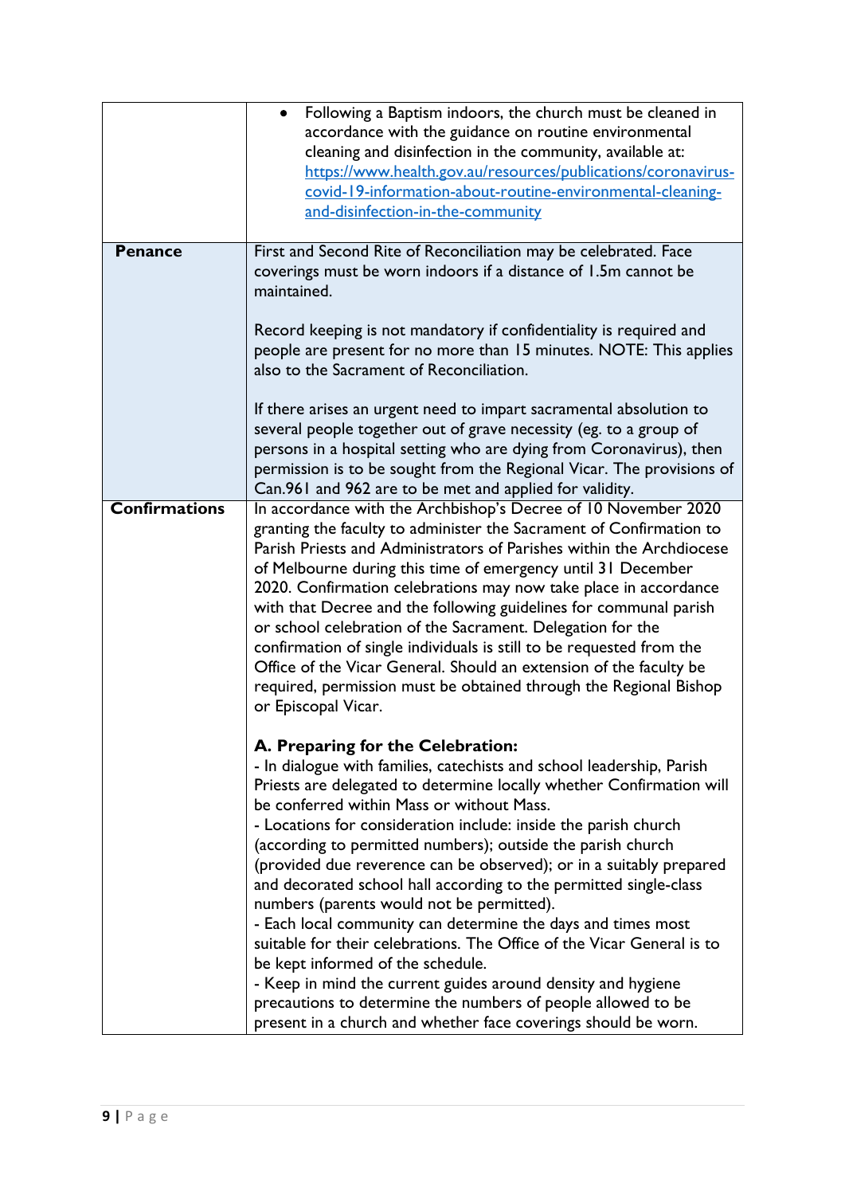| | |
|---|---|
| | • Following a Baptism indoors, the church must be cleaned in accordance with the guidance on routine environmental cleaning and disinfection in the community, available at: [https://www.health.gov.au/resources/publications/coronavirus-covid-19-information-about-routine-environmental-cleaning-and-disinfection-in-the-community](https://www.health.gov.au/resources/publications/coronavirus-covid-19-information-about-routine-environmental-cleaning-and-disinfection-in-the-community) |
| **Penance** | First and Second Rite of Reconciliation may be celebrated. Face coverings must be worn indoors if a distance of 1.5m cannot be maintained.<br><br>Record keeping is not mandatory if confidentiality is required and people are present for no more than 15 minutes. NOTE: This applies also to the Sacrament of Reconciliation.<br><br>If there arises an urgent need to impart sacramental absolution to several people together out of grave necessity (eg. to a group of persons in a hospital setting who are dying from Coronavirus), then permission is to be sought from the Regional Vicar. The provisions of Can.961 and 962 are to be met and applied for validity. |
| **Confirmations** | In accordance with the Archbishop's Decree of 10 November 2020 granting the faculty to administer the Sacrament of Confirmation to Parish Priests and Administrators of Parishes within the Archdiocese of Melbourne during this time of emergency until 31 December 2020. Confirmation celebrations may now take place in accordance with that Decree and the following guidelines for communal parish or school celebration of the Sacrament. Delegation for the confirmation of single individuals is still to be requested from the Office of the Vicar General. Should an extension of the faculty be required, permission must be obtained through the Regional Bishop or Episcopal Vicar.<br><br>**A. Preparing for the Celebration:**<br>- In dialogue with families, catechists and school leadership, Parish Priests are delegated to determine locally whether Confirmation will be conferred within Mass or without Mass.<br>- Locations for consideration include: inside the parish church (according to permitted numbers); outside the parish church (provided due reverence can be observed); or in a suitably prepared and decorated school hall according to the permitted single-class numbers (parents would not be permitted).<br>- Each local community can determine the days and times most suitable for their celebrations. The Office of the Vicar General is to be kept informed of the schedule.<br>- Keep in mind the current guides around density and hygiene precautions to determine the numbers of people allowed to be present in a church and whether face coverings should be worn. |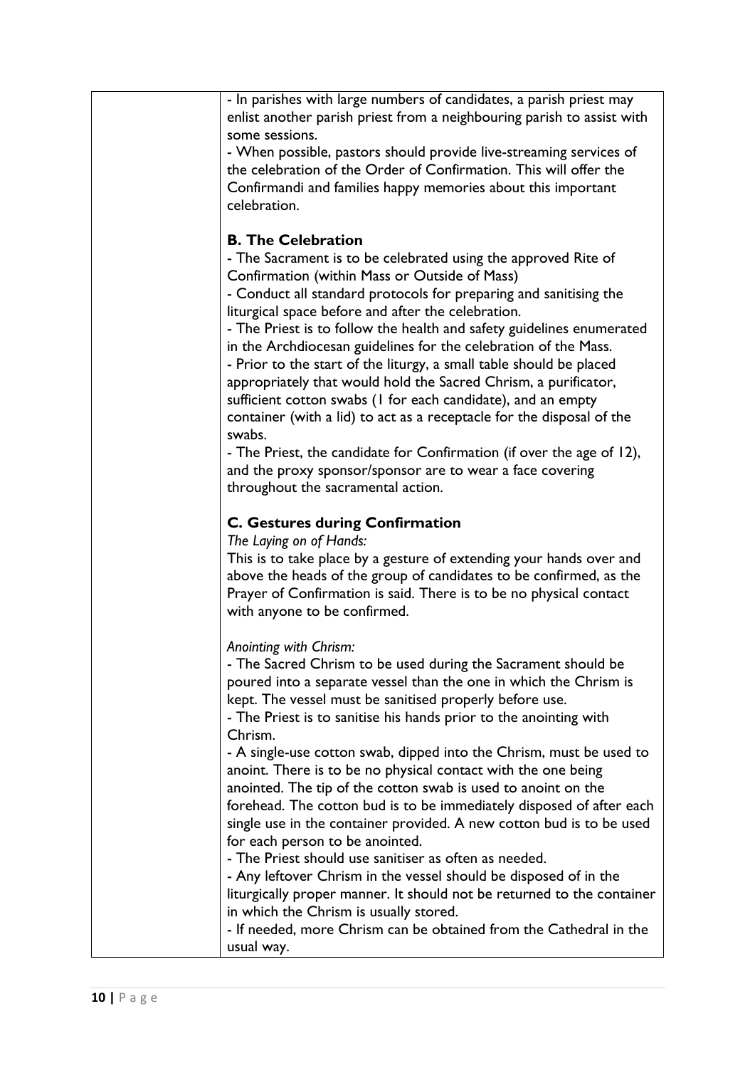| | |
|---|---|
| | - In parishes with large numbers of candidates, a parish priest may enlist another parish priest from a neighbouring parish to assist with some sessions.<br>- When possible, pastors should provide live-streaming services of the celebration of the Order of Confirmation. This will offer the Confirmandi and families happy memories about this important celebration.<br><br>**B. The Celebration**<br>- The Sacrament is to be celebrated using the approved Rite of Confirmation (within Mass or Outside of Mass)<br>- Conduct all standard protocols for preparing and sanitising the liturgical space before and after the celebration.<br>- The Priest is to follow the health and safety guidelines enumerated in the Archdiocesan guidelines for the celebration of the Mass.<br>- Prior to the start of the liturgy, a small table should be placed appropriately that would hold the Sacred Chrism, a purificator, sufficient cotton swabs (1 for each candidate), and an empty container (with a lid) to act as a receptacle for the disposal of the swabs.<br>- The Priest, the candidate for Confirmation (if over the age of 12), and the proxy sponsor/sponsor are to wear a face covering throughout the sacramental action.<br><br>**C. Gestures during Confirmation**<br>*The Laying on of Hands:*<br>This is to take place by a gesture of extending your hands over and above the heads of the group of candidates to be confirmed, as the Prayer of Confirmation is said. There is to be no physical contact with anyone to be confirmed.<br><br>*Anointing with Chrism:*<br>- The Sacred Chrism to be used during the Sacrament should be poured into a separate vessel than the one in which the Chrism is kept. The vessel must be sanitised properly before use.<br>- The Priest is to sanitise his hands prior to the anointing with Chrism.<br>- A single-use cotton swab, dipped into the Chrism, must be used to anoint. There is to be no physical contact with the one being anointed. The tip of the cotton swab is used to anoint on the forehead. The cotton bud is to be immediately disposed of after each single use in the container provided. A new cotton bud is to be used for each person to be anointed.<br>- The Priest should use sanitiser as often as needed.<br>- Any leftover Chrism in the vessel should be disposed of in the liturgically proper manner. It should not be returned to the container in which the Chrism is usually stored.<br>- If needed, more Chrism can be obtained from the Cathedral in the usual way. |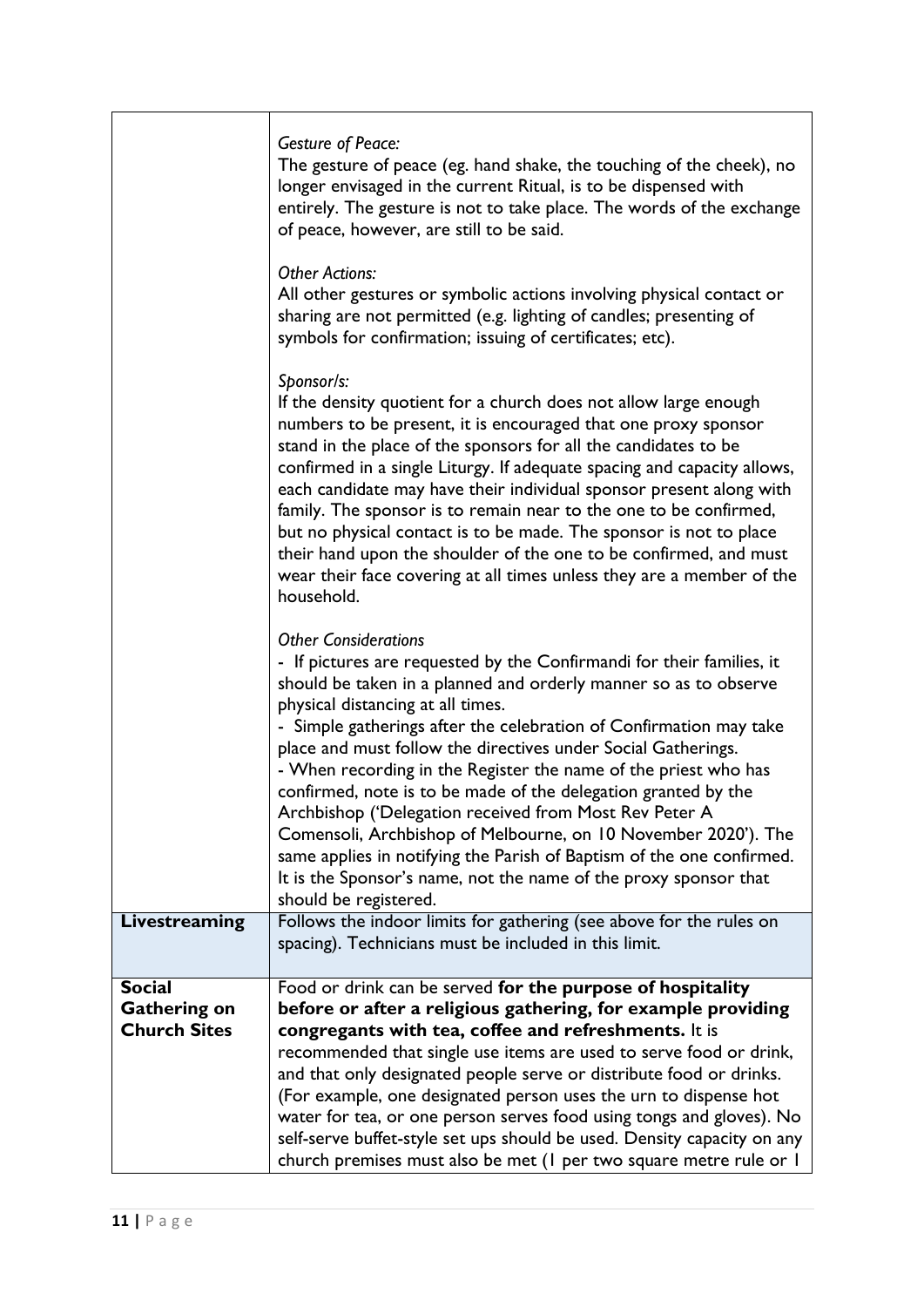| | |
|---|---|
| | *Gesture of Peace:*<br>The gesture of peace (eg. hand shake, the touching of the cheek), no longer envisaged in the current Ritual, is to be dispensed with entirely. The gesture is not to take place. The words of the exchange of peace, however, are still to be said.<br><br>*Other Actions:*<br>All other gestures or symbolic actions involving physical contact or sharing are not permitted (e.g. lighting of candles; presenting of symbols for confirmation; issuing of certificates; etc).<br><br>*Sponsor/s:*<br>If the density quotient for a church does not allow large enough numbers to be present, it is encouraged that one proxy sponsor stand in the place of the sponsors for all the candidates to be confirmed in a single Liturgy. If adequate spacing and capacity allows, each candidate may have their individual sponsor present along with family. The sponsor is to remain near to the one to be confirmed, but no physical contact is to be made. The sponsor is not to place their hand upon the shoulder of the one to be confirmed, and must wear their face covering at all times unless they are a member of the household.<br><br>*Other Considerations*<br>- If pictures are requested by the Confirmandi for their families, it should be taken in a planned and orderly manner so as to observe physical distancing at all times.<br>- Simple gatherings after the celebration of Confirmation may take place and must follow the directives under Social Gatherings.<br>- When recording in the Register the name of the priest who has confirmed, note is to be made of the delegation granted by the Archbishop ('Delegation received from Most Rev Peter A Comensoli, Archbishop of Melbourne, on 10 November 2020'). The same applies in notifying the Parish of Baptism of the one confirmed. It is the Sponsor's name, not the name of the proxy sponsor that should be registered. |
| **Livestreaming** | Follows the indoor limits for gathering (see above for the rules on spacing). Technicians must be included in this limit. |
| **Social Gathering on Church Sites** | Food or drink can be served **for the purpose of hospitality before or after a religious gathering, for example providing congregants with tea, coffee and refreshments.** It is recommended that single use items are used to serve food or drink, and that only designated people serve or distribute food or drinks. (For example, one designated person uses the urn to dispense hot water for tea, or one person serves food using tongs and gloves). No self-serve buffet-style set ups should be used. Density capacity on any church premises must also be met (1 per two square metre rule or 1 |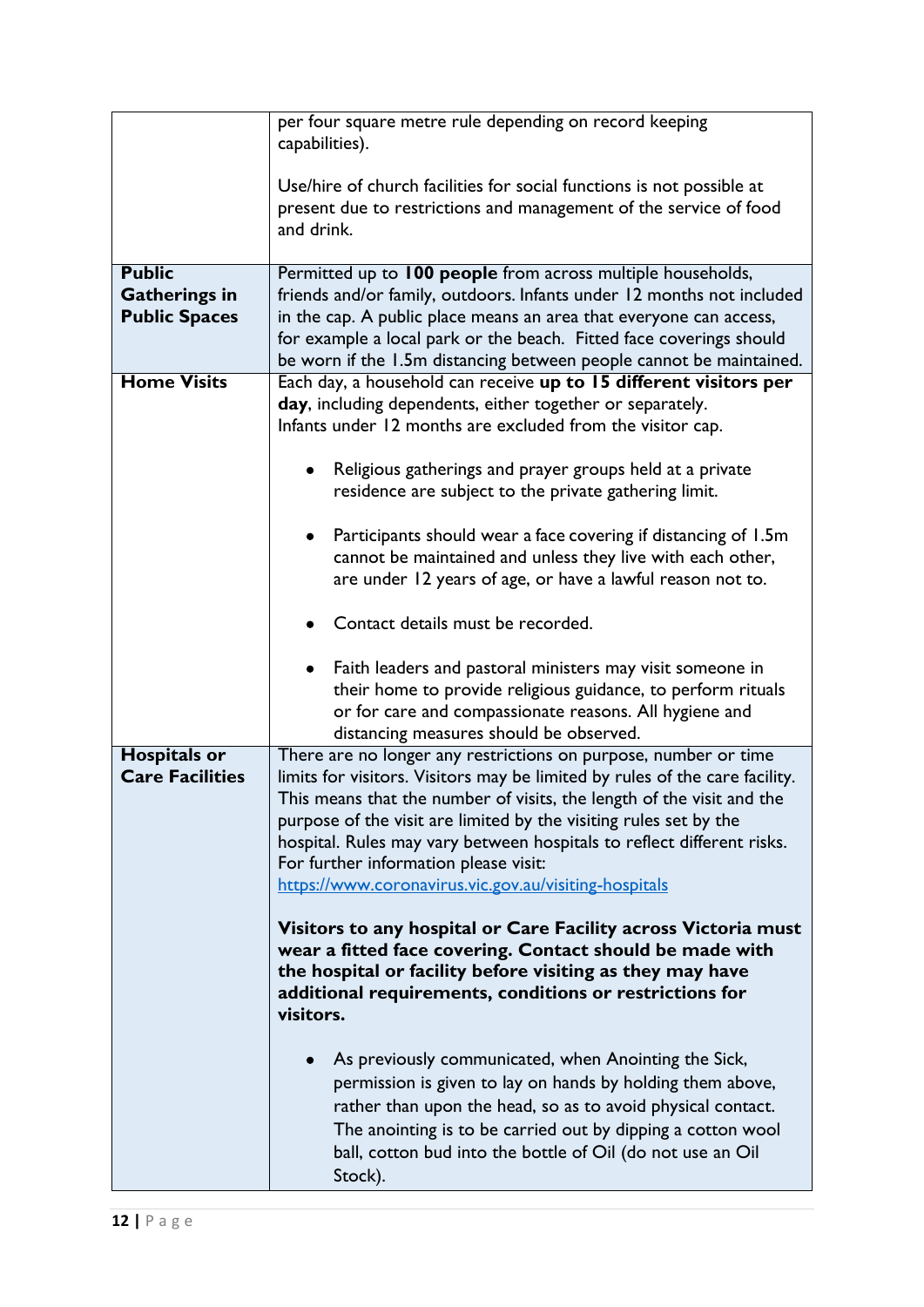| | |
|---|---|
| | per four square metre rule depending on record keeping capabilities).<br><br>Use/hire of church facilities for social functions is not possible at present due to restrictions and management of the service of food and drink. |
| **Public Gatherings in Public Spaces** | Permitted up to **100 people** from across multiple households, friends and/or family, outdoors. Infants under 12 months not included in the cap. A public place means an area that everyone can access, for example a local park or the beach. Fitted face coverings should be worn if the 1.5m distancing between people cannot be maintained. |
| **Home Visits** | Each day, a household can receive **up to 15 different visitors per day**, including dependents, either together or separately. Infants under 12 months are excluded from the visitor cap.<br><br>• Religious gatherings and prayer groups held at a private residence are subject to the private gathering limit.<br><br>• Participants should wear a face covering if distancing of 1.5m cannot be maintained and unless they live with each other, are under 12 years of age, or have a lawful reason not to.<br><br>• Contact details must be recorded.<br><br>• Faith leaders and pastoral ministers may visit someone in their home to provide religious guidance, to perform rituals or for care and compassionate reasons. All hygiene and distancing measures should be observed. |
| **Hospitals or Care Facilities** | There are no longer any restrictions on purpose, number or time limits for visitors. Visitors may be limited by rules of the care facility. This means that the number of visits, the length of the visit and the purpose of the visit are limited by the visiting rules set by the hospital. Rules may vary between hospitals to reflect different risks. For further information please visit: [https://www.coronavirus.vic.gov.au/visiting-hospitals](https://www.coronavirus.vic.gov.au/visiting-hospitals)<br><br>**Visitors to any hospital or Care Facility across Victoria must wear a fitted face covering. Contact should be made with the hospital or facility before visiting as they may have additional requirements, conditions or restrictions for visitors.**<br><br>• As previously communicated, when Anointing the Sick, permission is given to lay on hands by holding them above, rather than upon the head, so as to avoid physical contact. The anointing is to be carried out by dipping a cotton wool ball, cotton bud into the bottle of Oil (do not use an Oil Stock). |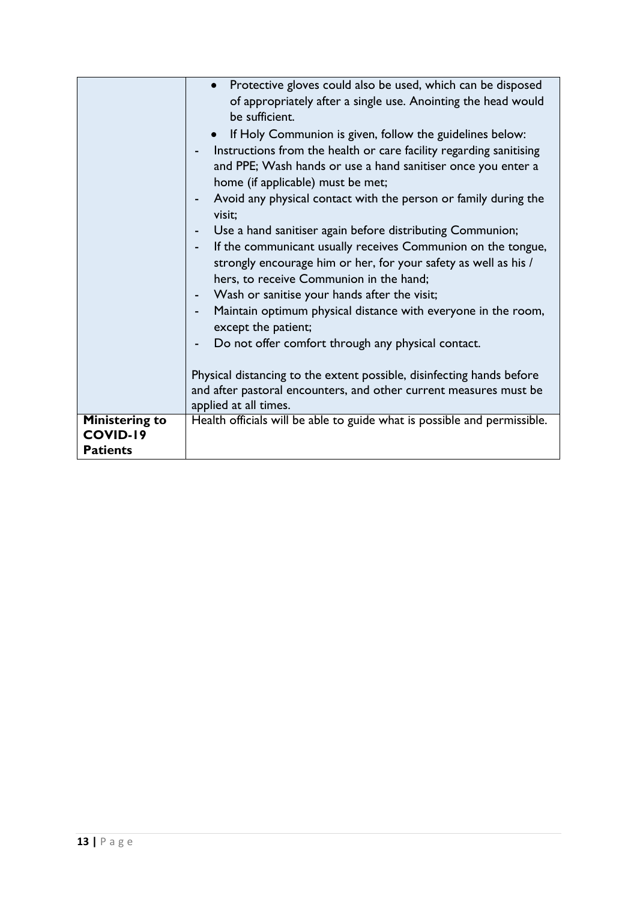| | |
|---|---|
| | • Protective gloves could also be used, which can be disposed of appropriately after a single use. Anointing the head would be sufficient.<br>• If Holy Communion is given, follow the guidelines below:<br>- Instructions from the health or care facility regarding sanitising and PPE; Wash hands or use a hand sanitiser once you enter a home (if applicable) must be met;<br>- Avoid any physical contact with the person or family during the visit;<br>- Use a hand sanitiser again before distributing Communion;<br>- If the communicant usually receives Communion on the tongue, strongly encourage him or her, for your safety as well as his / hers, to receive Communion in the hand;<br>- Wash or sanitise your hands after the visit;<br>- Maintain optimum physical distance with everyone in the room, except the patient;<br>- Do not offer comfort through any physical contact.<br><br>Physical distancing to the extent possible, disinfecting hands before and after pastoral encounters, and other current measures must be applied at all times. |
| **Ministering to COVID-19 Patients** | Health officials will be able to guide what is possible and permissible. |